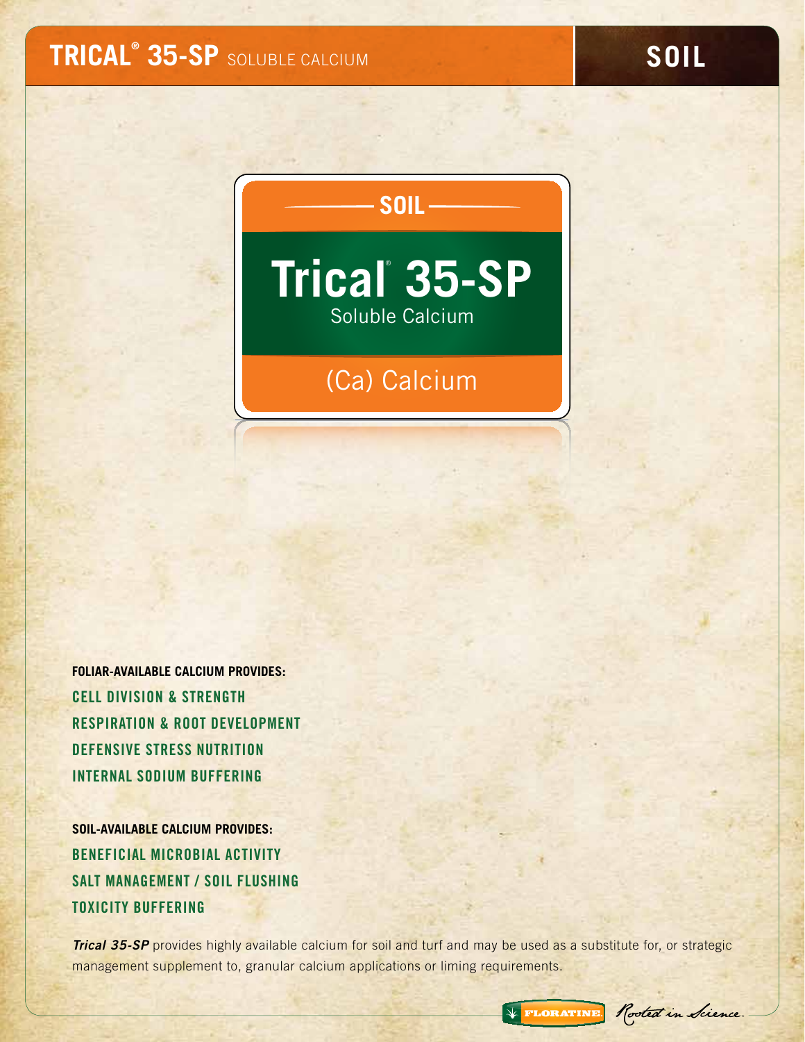# TRICAL® 35-SP SOLUBLE CALCIUM

**SOIL**

SOIL

## Trical® 35-SP

Soluble Calcium

(Ca) Calcium

**FOLIAR-AVAILABLE CALCIUM PROVIDES:**

- CELL DIVISION & STRENGTH
- RESPIRATION & ROOT DEVELOPMENT
- DEFENSIVE STRESS NUTRITION
- INTERNAL SODIUM BUFFERING

**SOIL-AVAILABLE CALCIUM PROVIDES:**

- BENEFICIAL MICROBIAL ACTIVITY
- SALT MANAGEMENT / SOIL FLUSHING
- TOXICITY BUFFERING

***Trical 35-SP*** provides highly available calcium for soil and turf and may be used as a substitute for, or strategic management supplement to, granular calcium applications or liming requirements.

FLORATINE. Rooted in Science.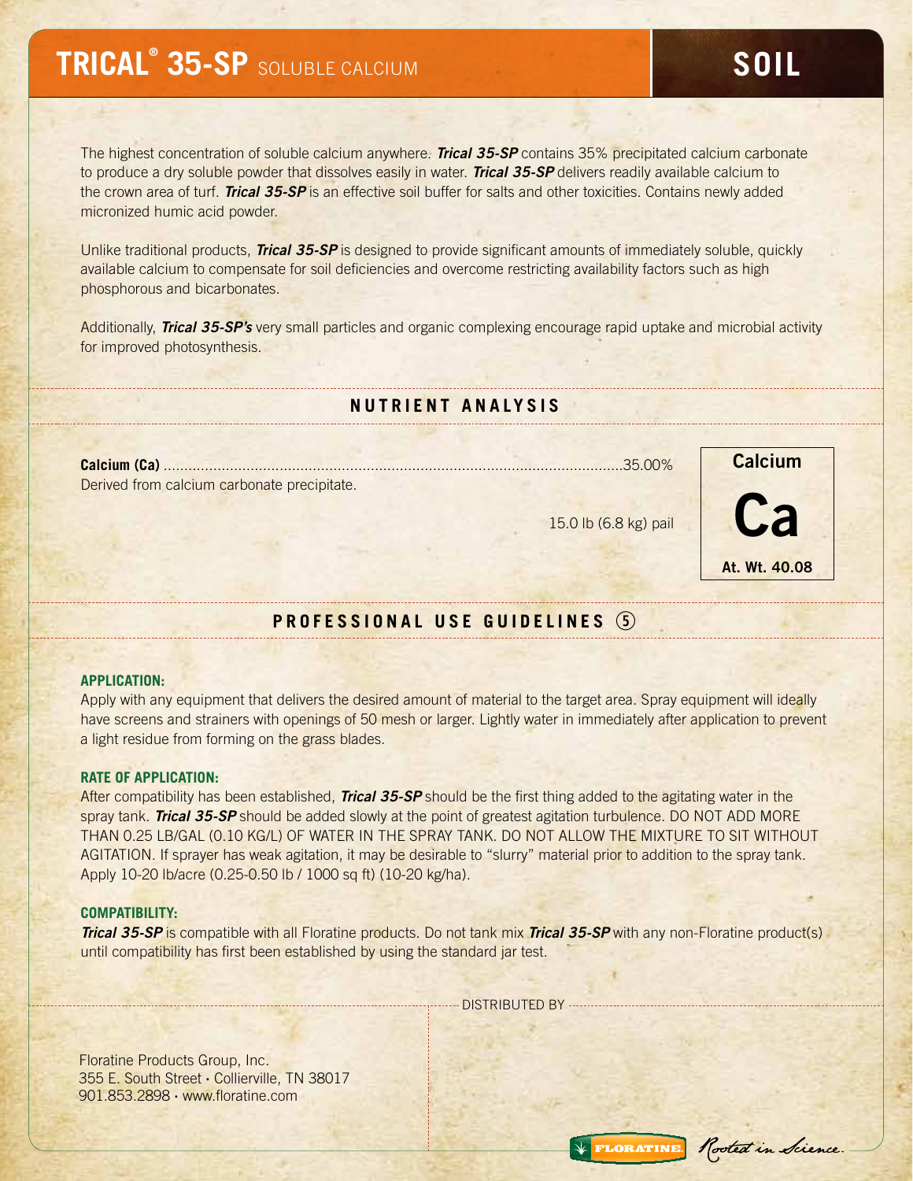# TRICAL® 35-SP SOLUBLE CALCIUM

**SOIL**

The highest concentration of soluble calcium anywhere. ***Trical 35-SP*** contains 35% precipitated calcium carbonate to produce a dry soluble powder that dissolves easily in water. ***Trical 35-SP*** delivers readily available calcium to the crown area of turf. ***Trical 35-SP*** is an effective soil buffer for salts and other toxicities. Contains newly added micronized humic acid powder.

Unlike traditional products, ***Trical 35-SP*** is designed to provide significant amounts of immediately soluble, quickly available calcium to compensate for soil deficiencies and overcome restricting availability factors such as high phosphorous and bicarbonates.

Additionally, ***Trical 35-SP's*** very small particles and organic complexing encourage rapid uptake and microbial activity for improved photosynthesis.

## NUTRIENT ANALYSIS

**Calcium (Ca)** .............................................. 35.00%
Derived from calcium carbonate precipitate.

15.0 lb (6.8 kg) pail

**Calcium**
**Ca**
**At. Wt. 40.08**

## PROFESSIONAL USE GUIDELINES ⑤

### APPLICATION:

Apply with any equipment that delivers the desired amount of material to the target area. Spray equipment will ideally have screens and strainers with openings of 50 mesh or larger. Lightly water in immediately after application to prevent a light residue from forming on the grass blades.

### RATE OF APPLICATION:

After compatibility has been established, ***Trical 35-SP*** should be the first thing added to the agitating water in the spray tank. ***Trical 35-SP*** should be added slowly at the point of greatest agitation turbulence. DO NOT ADD MORE THAN 0.25 LB/GAL (0.10 KG/L) OF WATER IN THE SPRAY TANK. DO NOT ALLOW THE MIXTURE TO SIT WITHOUT AGITATION. If sprayer has weak agitation, it may be desirable to "slurry" material prior to addition to the spray tank. Apply 10-20 lb/acre (0.25-0.50 lb / 1000 sq ft) (10-20 kg/ha).

### COMPATIBILITY:

***Trical 35-SP*** is compatible with all Floratine products. Do not tank mix ***Trical 35-SP*** with any non-Floratine product(s) until compatibility has first been established by using the standard jar test.

DISTRIBUTED BY

Floratine Products Group, Inc.
355 E. South Street • Collierville, TN 38017
901.853.2898 • www.floratine.com

FLORATINE Rooted in Science.